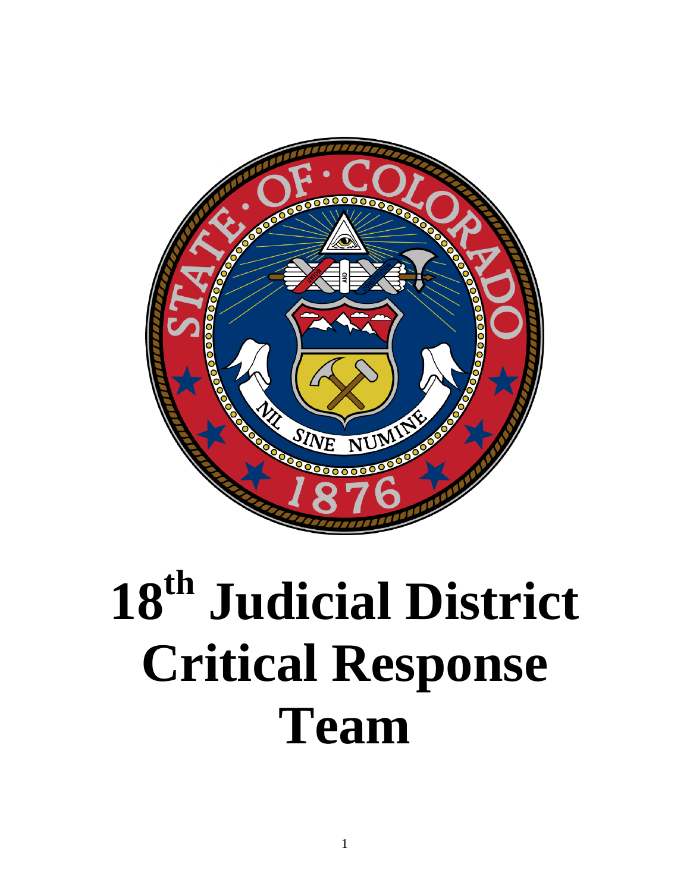# 18th Judicial District Critical Response Team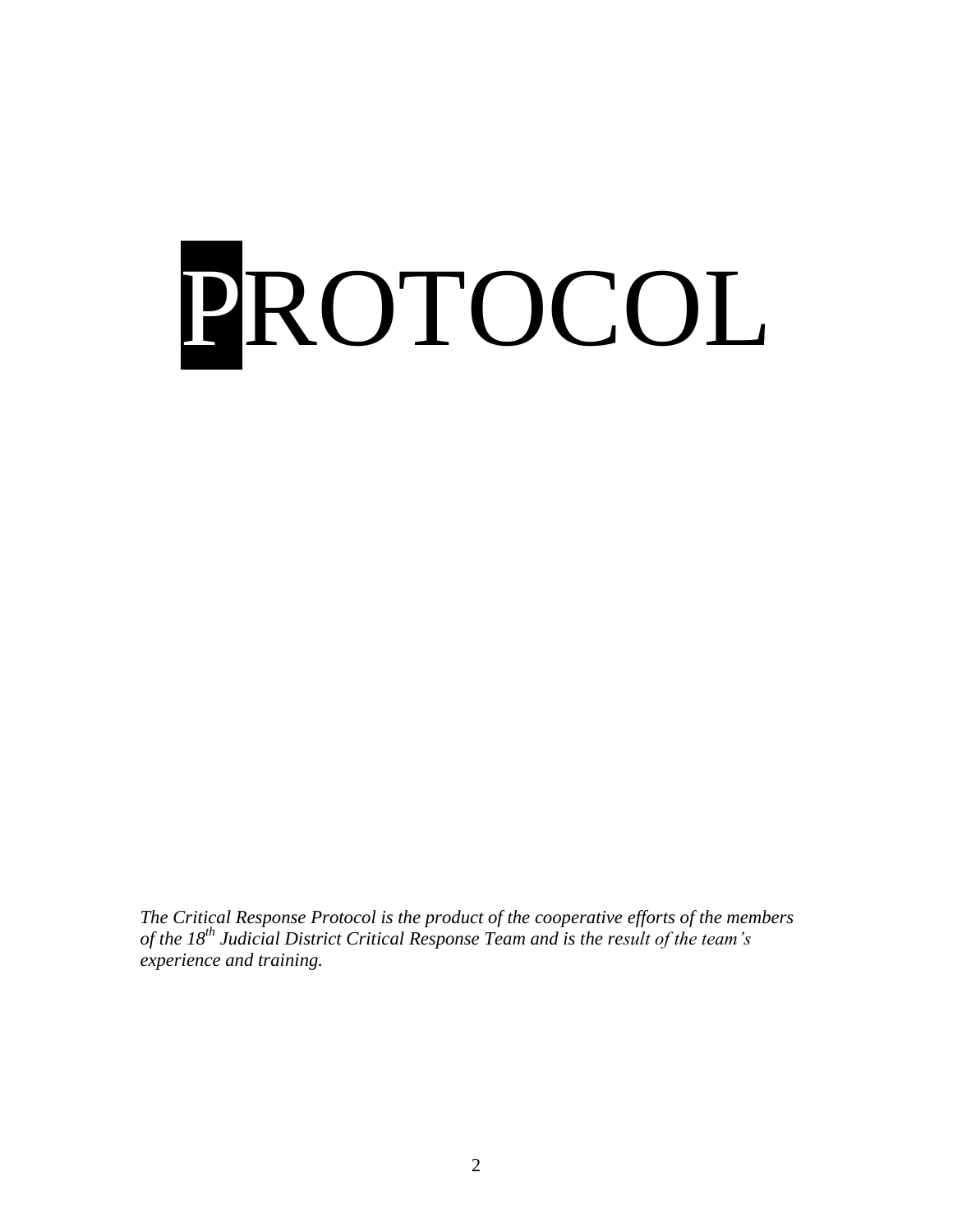# PROTOCOL

*The Critical Response Protocol is the product of the cooperative efforts of the members of the 18th Judicial District Critical Response Team and is the result of the team's experience and training.*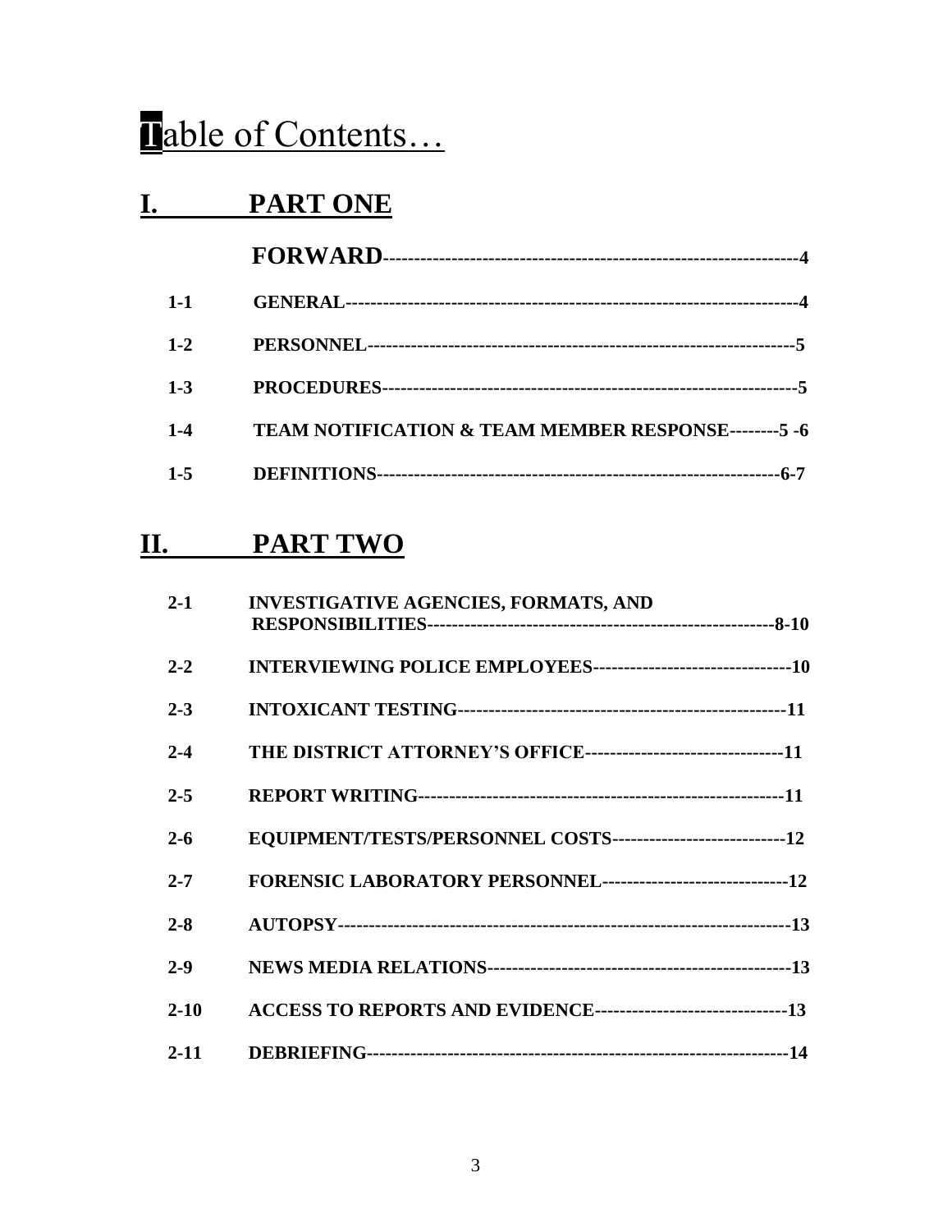# Table of Contents…

## I. PART ONE

| | | |
|---|---|---|
| | **FORWARD** | **4** |
| **1-1** | **GENERAL** | **4** |
| **1-2** | **PERSONNEL** | **5** |
| **1-3** | **PROCEDURES** | **5** |
| **1-4** | **TEAM NOTIFICATION & TEAM MEMBER RESPONSE** | **5 -6** |
| **1-5** | **DEFINITIONS** | **6-7** |

## II. PART TWO

| | | |
|---|---|---|
| **2-1** | **INVESTIGATIVE AGENCIES, FORMATS, AND RESPONSIBILITIES** | **8-10** |
| **2-2** | **INTERVIEWING POLICE EMPLOYEES** | **10** |
| **2-3** | **INTOXICANT TESTING** | **11** |
| **2-4** | **THE DISTRICT ATTORNEY'S OFFICE** | **11** |
| **2-5** | **REPORT WRITING** | **11** |
| **2-6** | **EQUIPMENT/TESTS/PERSONNEL COSTS** | **12** |
| **2-7** | **FORENSIC LABORATORY PERSONNEL** | **12** |
| **2-8** | **AUTOPSY** | **13** |
| **2-9** | **NEWS MEDIA RELATIONS** | **13** |
| **2-10** | **ACCESS TO REPORTS AND EVIDENCE** | **13** |
| **2-11** | **DEBRIEFING** | **14** |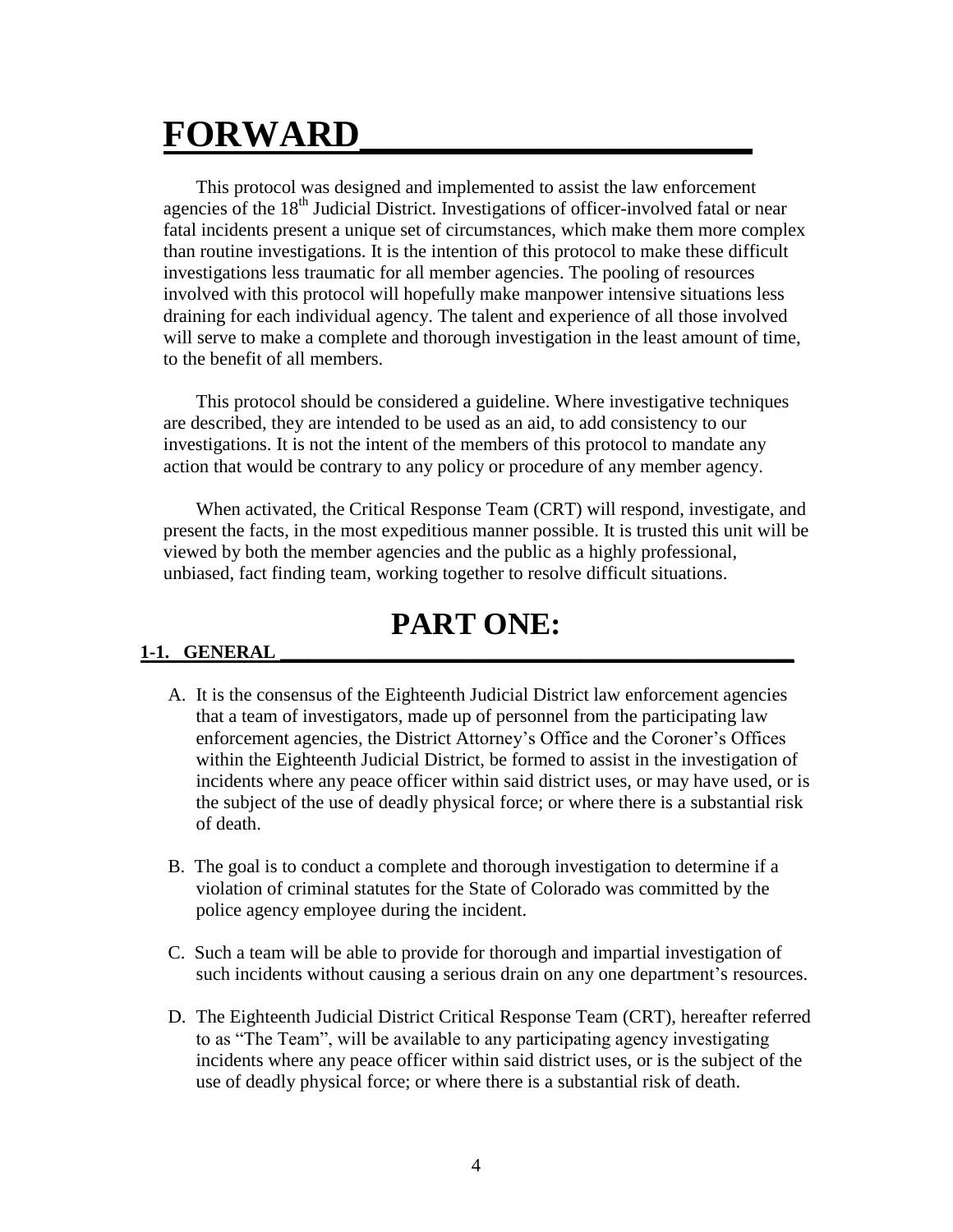# FORWARD

This protocol was designed and implemented to assist the law enforcement agencies of the 18th Judicial District. Investigations of officer-involved fatal or near fatal incidents present a unique set of circumstances, which make them more complex than routine investigations. It is the intention of this protocol to make these difficult investigations less traumatic for all member agencies. The pooling of resources involved with this protocol will hopefully make manpower intensive situations less draining for each individual agency. The talent and experience of all those involved will serve to make a complete and thorough investigation in the least amount of time, to the benefit of all members.

This protocol should be considered a guideline. Where investigative techniques are described, they are intended to be used as an aid, to add consistency to our investigations. It is not the intent of the members of this protocol to mandate any action that would be contrary to any policy or procedure of any member agency.

When activated, the Critical Response Team (CRT) will respond, investigate, and present the facts, in the most expeditious manner possible. It is trusted this unit will be viewed by both the member agencies and the public as a highly professional, unbiased, fact finding team, working together to resolve difficult situations.

# PART ONE:

## 1-1. GENERAL

A. It is the consensus of the Eighteenth Judicial District law enforcement agencies that a team of investigators, made up of personnel from the participating law enforcement agencies, the District Attorney's Office and the Coroner's Offices within the Eighteenth Judicial District, be formed to assist in the investigation of incidents where any peace officer within said district uses, or may have used, or is the subject of the use of deadly physical force; or where there is a substantial risk of death.

B. The goal is to conduct a complete and thorough investigation to determine if a violation of criminal statutes for the State of Colorado was committed by the police agency employee during the incident.

C. Such a team will be able to provide for thorough and impartial investigation of such incidents without causing a serious drain on any one department's resources.

D. The Eighteenth Judicial District Critical Response Team (CRT), hereafter referred to as "The Team", will be available to any participating agency investigating incidents where any peace officer within said district uses, or is the subject of the use of deadly physical force; or where there is a substantial risk of death.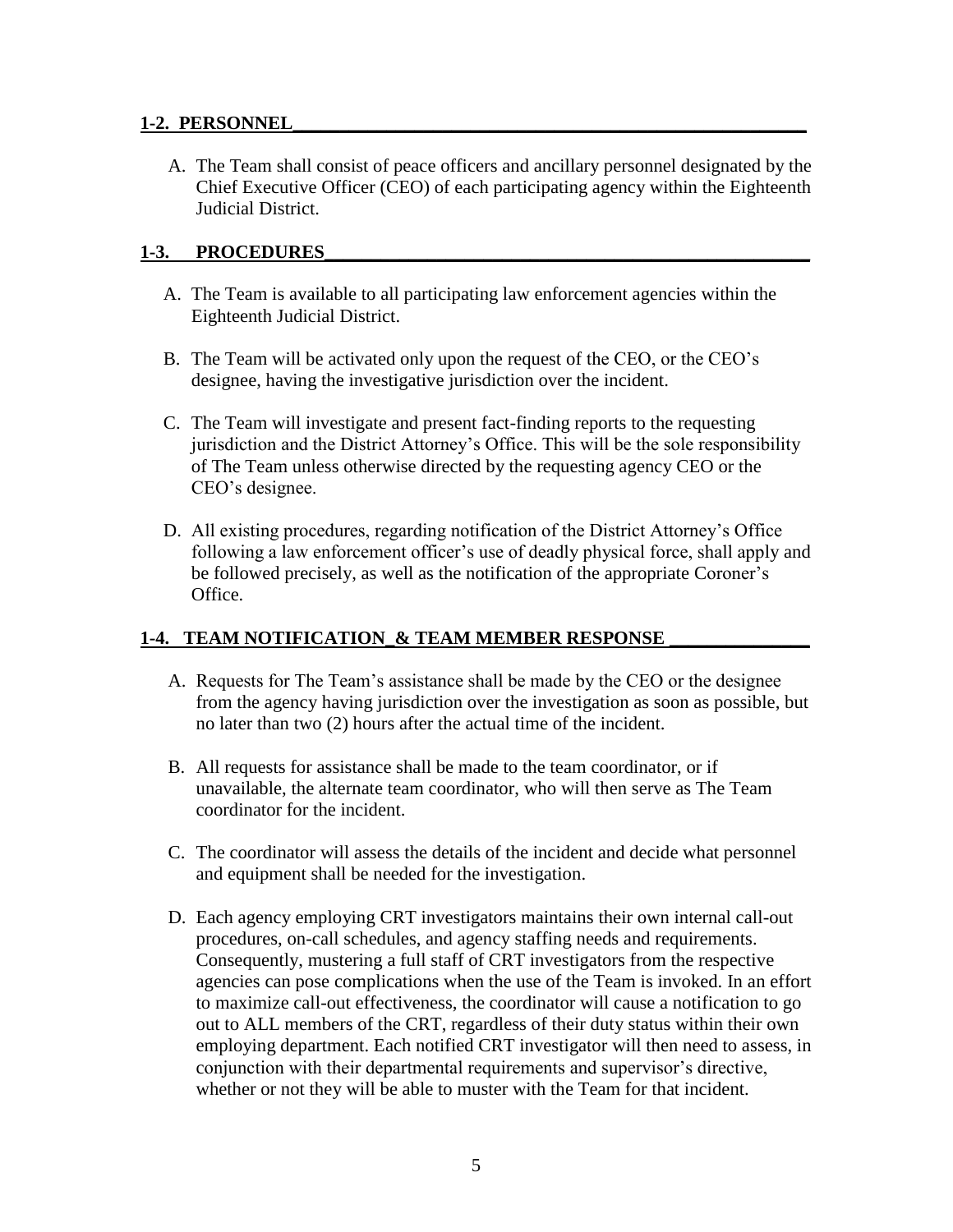## 1-2. PERSONNEL

A. The Team shall consist of peace officers and ancillary personnel designated by the Chief Executive Officer (CEO) of each participating agency within the Eighteenth Judicial District.

## 1-3. PROCEDURES

A. The Team is available to all participating law enforcement agencies within the Eighteenth Judicial District.

B. The Team will be activated only upon the request of the CEO, or the CEO's designee, having the investigative jurisdiction over the incident.

C. The Team will investigate and present fact-finding reports to the requesting jurisdiction and the District Attorney's Office. This will be the sole responsibility of The Team unless otherwise directed by the requesting agency CEO or the CEO's designee.

D. All existing procedures, regarding notification of the District Attorney's Office following a law enforcement officer's use of deadly physical force, shall apply and be followed precisely, as well as the notification of the appropriate Coroner's Office.

## 1-4. TEAM NOTIFICATION & TEAM MEMBER RESPONSE

A. Requests for The Team's assistance shall be made by the CEO or the designee from the agency having jurisdiction over the investigation as soon as possible, but no later than two (2) hours after the actual time of the incident.

B. All requests for assistance shall be made to the team coordinator, or if unavailable, the alternate team coordinator, who will then serve as The Team coordinator for the incident.

C. The coordinator will assess the details of the incident and decide what personnel and equipment shall be needed for the investigation.

D. Each agency employing CRT investigators maintains their own internal call-out procedures, on-call schedules, and agency staffing needs and requirements. Consequently, mustering a full staff of CRT investigators from the respective agencies can pose complications when the use of the Team is invoked. In an effort to maximize call-out effectiveness, the coordinator will cause a notification to go out to ALL members of the CRT, regardless of their duty status within their own employing department. Each notified CRT investigator will then need to assess, in conjunction with their departmental requirements and supervisor's directive, whether or not they will be able to muster with the Team for that incident.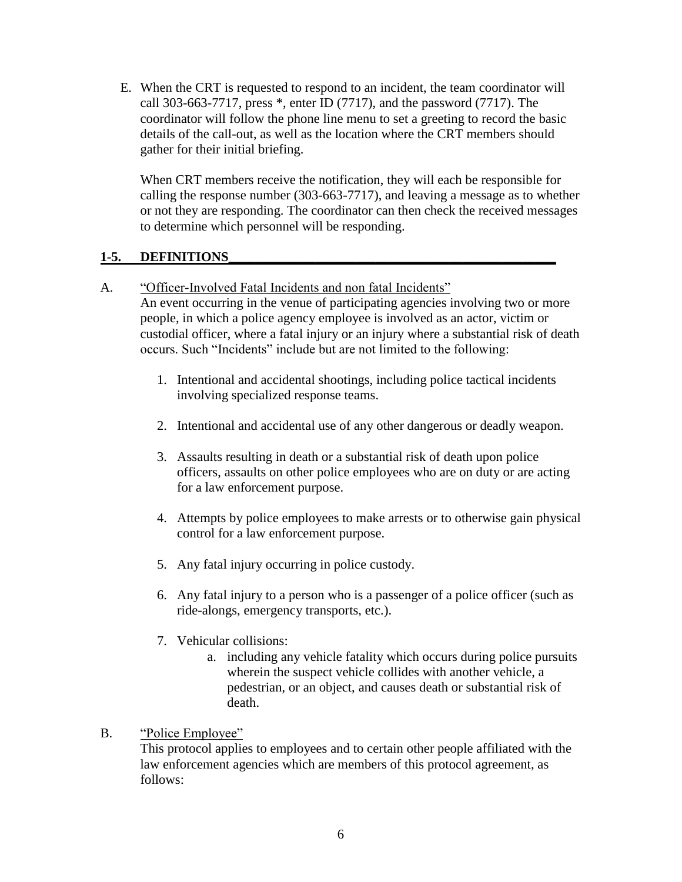E. When the CRT is requested to respond to an incident, the team coordinator will call 303-663-7717, press *, enter ID (7717), and the password (7717). The coordinator will follow the phone line menu to set a greeting to record the basic details of the call-out, as well as the location where the CRT members should gather for their initial briefing.

   When CRT members receive the notification, they will each be responsible for calling the response number (303-663-7717), and leaving a message as to whether or not they are responding. The coordinator can then check the received messages to determine which personnel will be responding.

## 1-5. DEFINITIONS

A. "Officer-Involved Fatal Incidents and non fatal Incidents"
   An event occurring in the venue of participating agencies involving two or more people, in which a police agency employee is involved as an actor, victim or custodial officer, where a fatal injury or an injury where a substantial risk of death occurs. Such "Incidents" include but are not limited to the following:

   1. Intentional and accidental shootings, including police tactical incidents involving specialized response teams.

   2. Intentional and accidental use of any other dangerous or deadly weapon.

   3. Assaults resulting in death or a substantial risk of death upon police officers, assaults on other police employees who are on duty or are acting for a law enforcement purpose.

   4. Attempts by police employees to make arrests or to otherwise gain physical control for a law enforcement purpose.

   5. Any fatal injury occurring in police custody.

   6. Any fatal injury to a person who is a passenger of a police officer (such as ride-alongs, emergency transports, etc.).

   7. Vehicular collisions:
      a. including any vehicle fatality which occurs during police pursuits wherein the suspect vehicle collides with another vehicle, a pedestrian, or an object, and causes death or substantial risk of death.

B. "Police Employee"
   This protocol applies to employees and to certain other people affiliated with the law enforcement agencies which are members of this protocol agreement, as follows: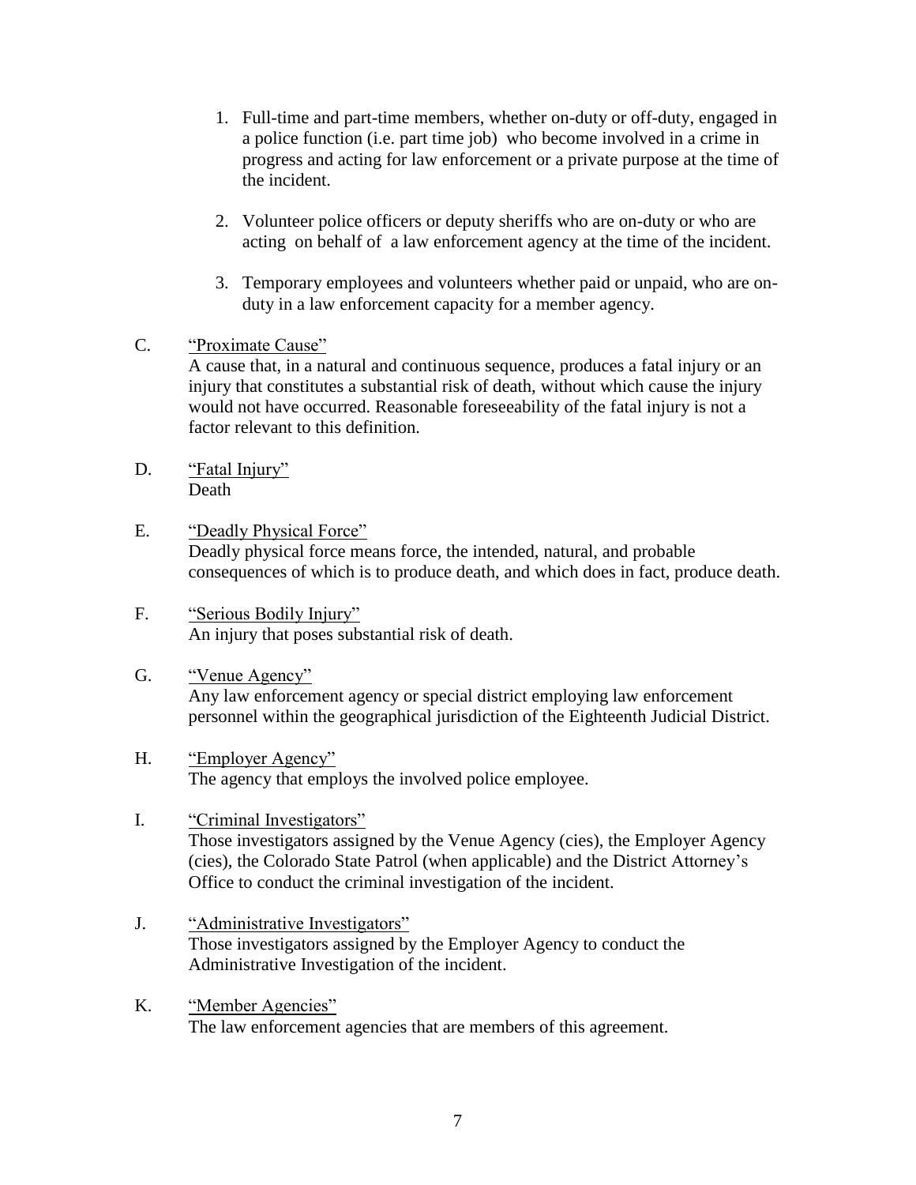1. Full-time and part-time members, whether on-duty or off-duty, engaged in a police function (i.e. part time job) who become involved in a crime in progress and acting for law enforcement or a private purpose at the time of the incident.

2. Volunteer police officers or deputy sheriffs who are on-duty or who are acting on behalf of a law enforcement agency at the time of the incident.

3. Temporary employees and volunteers whether paid or unpaid, who are on-duty in a law enforcement capacity for a member agency.

C. <u>"Proximate Cause"</u>
A cause that, in a natural and continuous sequence, produces a fatal injury or an injury that constitutes a substantial risk of death, without which cause the injury would not have occurred. Reasonable foreseeability of the fatal injury is not a factor relevant to this definition.

D. <u>"Fatal Injury"</u>
Death

E. <u>"Deadly Physical Force"</u>
Deadly physical force means force, the intended, natural, and probable consequences of which is to produce death, and which does in fact, produce death.

F. <u>"Serious Bodily Injury"</u>
An injury that poses substantial risk of death.

G. <u>"Venue Agency"</u>
Any law enforcement agency or special district employing law enforcement personnel within the geographical jurisdiction of the Eighteenth Judicial District.

H. <u>"Employer Agency"</u>
The agency that employs the involved police employee.

I. <u>"Criminal Investigators"</u>
Those investigators assigned by the Venue Agency (cies), the Employer Agency (cies), the Colorado State Patrol (when applicable) and the District Attorney's Office to conduct the criminal investigation of the incident.

J. <u>"Administrative Investigators"</u>
Those investigators assigned by the Employer Agency to conduct the Administrative Investigation of the incident.

K. <u>"Member Agencies"</u>
The law enforcement agencies that are members of this agreement.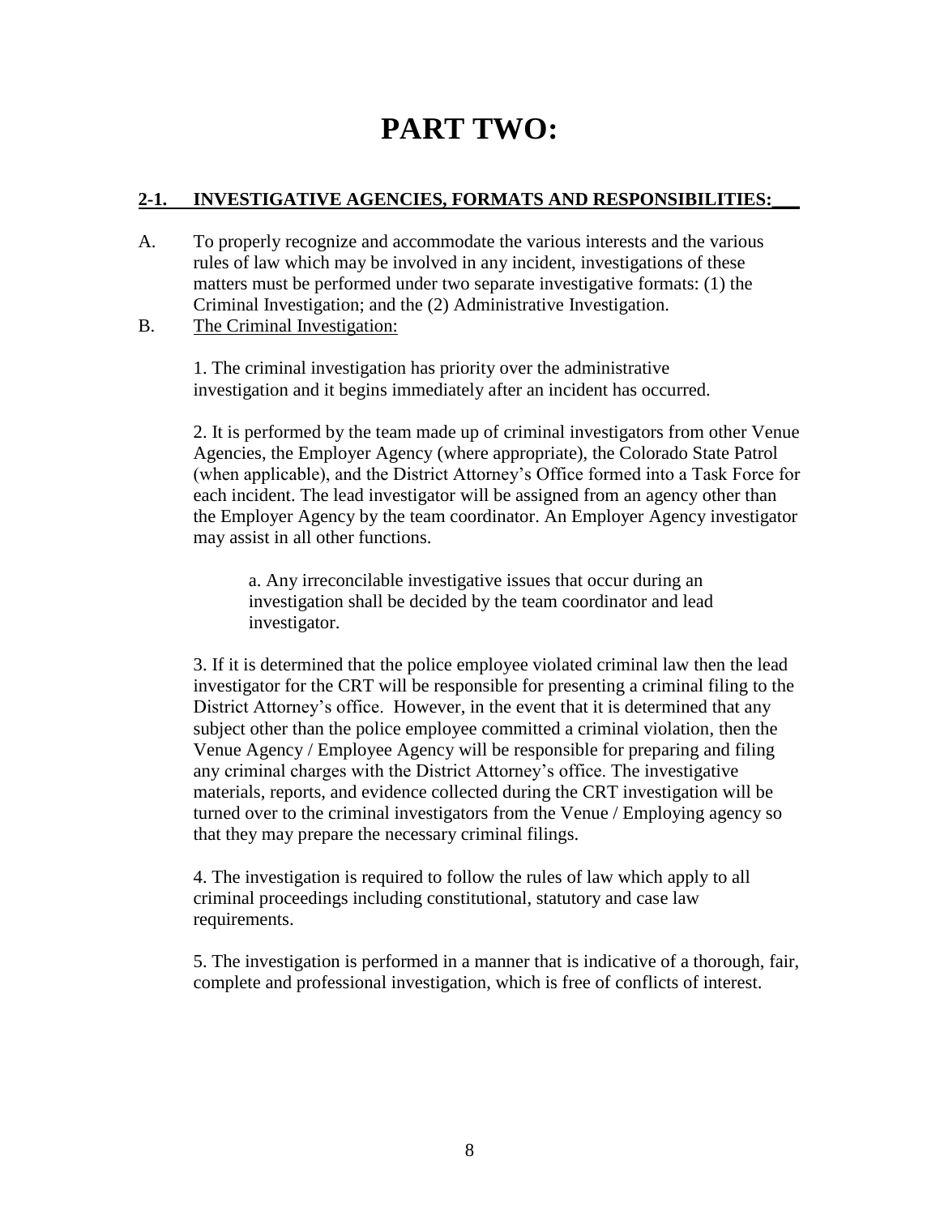# PART TWO:

## 2-1. INVESTIGATIVE AGENCIES, FORMATS AND RESPONSIBILITIES:

A. To properly recognize and accommodate the various interests and the various rules of law which may be involved in any incident, investigations of these matters must be performed under two separate investigative formats: (1) the Criminal Investigation; and the (2) Administrative Investigation.

B. <u>The Criminal Investigation:</u>

1. The criminal investigation has priority over the administrative investigation and it begins immediately after an incident has occurred.

2. It is performed by the team made up of criminal investigators from other Venue Agencies, the Employer Agency (where appropriate), the Colorado State Patrol (when applicable), and the District Attorney's Office formed into a Task Force for each incident. The lead investigator will be assigned from an agency other than the Employer Agency by the team coordinator. An Employer Agency investigator may assist in all other functions.

a. Any irreconcilable investigative issues that occur during an investigation shall be decided by the team coordinator and lead investigator.

3. If it is determined that the police employee violated criminal law then the lead investigator for the CRT will be responsible for presenting a criminal filing to the District Attorney's office. However, in the event that it is determined that any subject other than the police employee committed a criminal violation, then the Venue Agency / Employee Agency will be responsible for preparing and filing any criminal charges with the District Attorney's office. The investigative materials, reports, and evidence collected during the CRT investigation will be turned over to the criminal investigators from the Venue / Employing agency so that they may prepare the necessary criminal filings.

4. The investigation is required to follow the rules of law which apply to all criminal proceedings including constitutional, statutory and case law requirements.

5. The investigation is performed in a manner that is indicative of a thorough, fair, complete and professional investigation, which is free of conflicts of interest.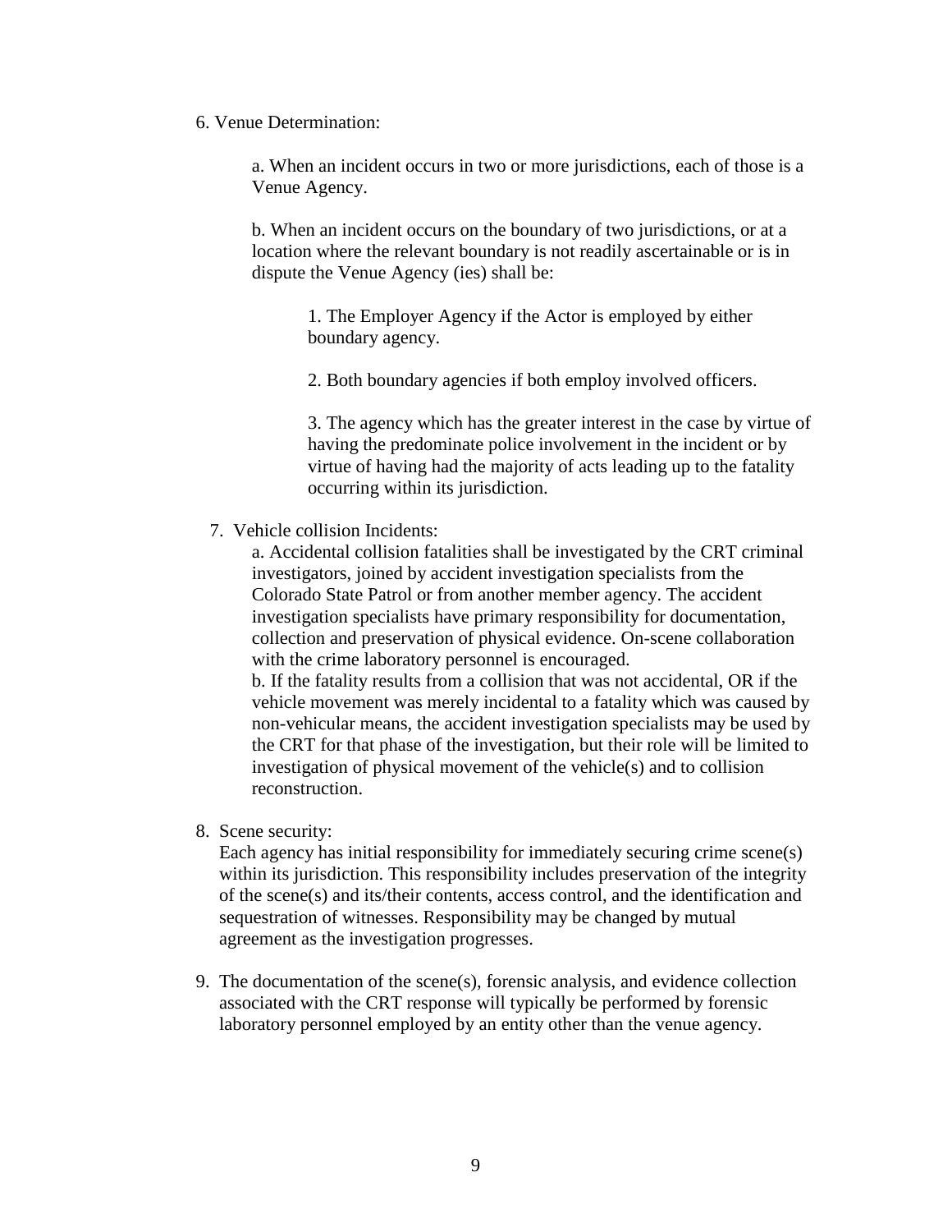6. Venue Determination:

    a. When an incident occurs in two or more jurisdictions, each of those is a Venue Agency.

    b. When an incident occurs on the boundary of two jurisdictions, or at a location where the relevant boundary is not readily ascertainable or is in dispute the Venue Agency (ies) shall be:

        1. The Employer Agency if the Actor is employed by either boundary agency.

        2. Both boundary agencies if both employ involved officers.

        3. The agency which has the greater interest in the case by virtue of having the predominate police involvement in the incident or by virtue of having had the majority of acts leading up to the fatality occurring within its jurisdiction.

7. Vehicle collision Incidents:

    a. Accidental collision fatalities shall be investigated by the CRT criminal investigators, joined by accident investigation specialists from the Colorado State Patrol or from another member agency. The accident investigation specialists have primary responsibility for documentation, collection and preservation of physical evidence. On-scene collaboration with the crime laboratory personnel is encouraged.

    b. If the fatality results from a collision that was not accidental, OR if the vehicle movement was merely incidental to a fatality which was caused by non-vehicular means, the accident investigation specialists may be used by the CRT for that phase of the investigation, but their role will be limited to investigation of physical movement of the vehicle(s) and to collision reconstruction.

8. Scene security:

    Each agency has initial responsibility for immediately securing crime scene(s) within its jurisdiction. This responsibility includes preservation of the integrity of the scene(s) and its/their contents, access control, and the identification and sequestration of witnesses. Responsibility may be changed by mutual agreement as the investigation progresses.

9. The documentation of the scene(s), forensic analysis, and evidence collection associated with the CRT response will typically be performed by forensic laboratory personnel employed by an entity other than the venue agency.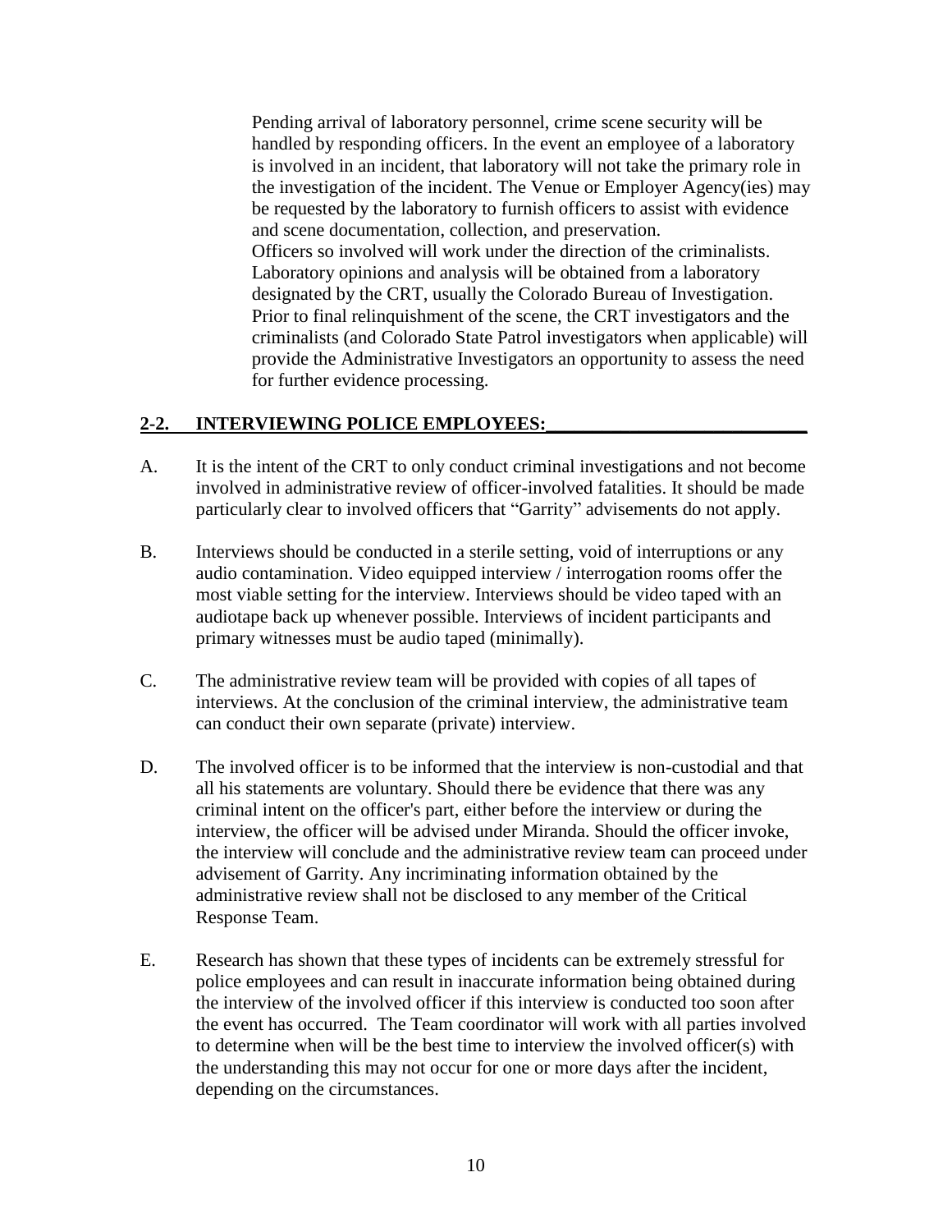Pending arrival of laboratory personnel, crime scene security will be handled by responding officers. In the event an employee of a laboratory is involved in an incident, that laboratory will not take the primary role in the investigation of the incident. The Venue or Employer Agency(ies) may be requested by the laboratory to furnish officers to assist with evidence and scene documentation, collection, and preservation.
Officers so involved will work under the direction of the criminalists. Laboratory opinions and analysis will be obtained from a laboratory designated by the CRT, usually the Colorado Bureau of Investigation. Prior to final relinquishment of the scene, the CRT investigators and the criminalists (and Colorado State Patrol investigators when applicable) will provide the Administrative Investigators an opportunity to assess the need for further evidence processing.

## 2-2. INTERVIEWING POLICE EMPLOYEES:

A. It is the intent of the CRT to only conduct criminal investigations and not become involved in administrative review of officer-involved fatalities. It should be made particularly clear to involved officers that "Garrity" advisements do not apply.

B. Interviews should be conducted in a sterile setting, void of interruptions or any audio contamination. Video equipped interview / interrogation rooms offer the most viable setting for the interview. Interviews should be video taped with an audiotape back up whenever possible. Interviews of incident participants and primary witnesses must be audio taped (minimally).

C. The administrative review team will be provided with copies of all tapes of interviews. At the conclusion of the criminal interview, the administrative team can conduct their own separate (private) interview.

D. The involved officer is to be informed that the interview is non-custodial and that all his statements are voluntary. Should there be evidence that there was any criminal intent on the officer's part, either before the interview or during the interview, the officer will be advised under Miranda. Should the officer invoke, the interview will conclude and the administrative review team can proceed under advisement of Garrity. Any incriminating information obtained by the administrative review shall not be disclosed to any member of the Critical Response Team.

E. Research has shown that these types of incidents can be extremely stressful for police employees and can result in inaccurate information being obtained during the interview of the involved officer if this interview is conducted too soon after the event has occurred. The Team coordinator will work with all parties involved to determine when will be the best time to interview the involved officer(s) with the understanding this may not occur for one or more days after the incident, depending on the circumstances.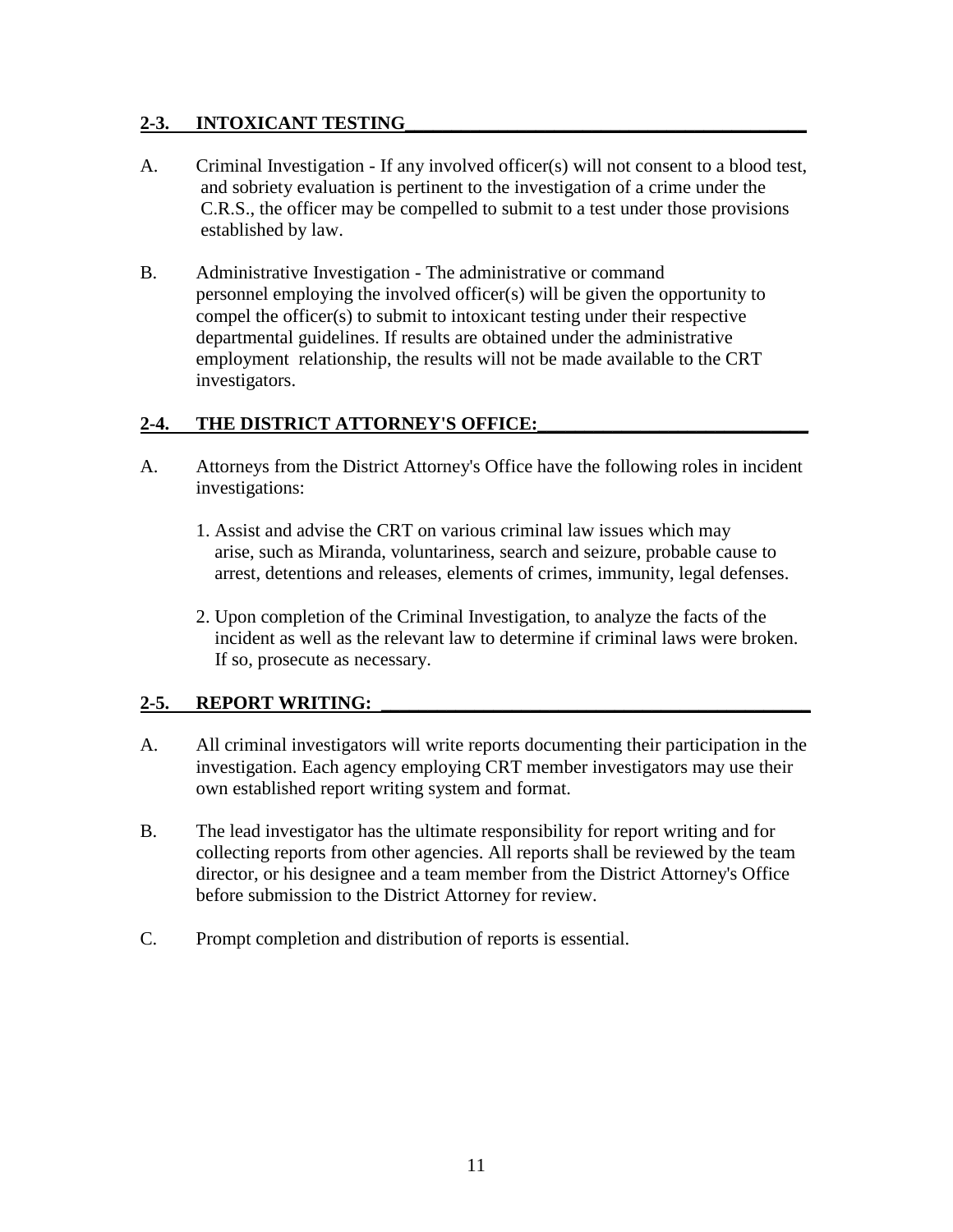## 2-3. INTOXICANT TESTING

A. Criminal Investigation - If any involved officer(s) will not consent to a blood test, and sobriety evaluation is pertinent to the investigation of a crime under the C.R.S., the officer may be compelled to submit to a test under those provisions established by law.

B. Administrative Investigation - The administrative or command personnel employing the involved officer(s) will be given the opportunity to compel the officer(s) to submit to intoxicant testing under their respective departmental guidelines. If results are obtained under the administrative employment relationship, the results will not be made available to the CRT investigators.

## 2-4. THE DISTRICT ATTORNEY'S OFFICE:

A. Attorneys from the District Attorney's Office have the following roles in incident investigations:

1. Assist and advise the CRT on various criminal law issues which may arise, such as Miranda, voluntariness, search and seizure, probable cause to arrest, detentions and releases, elements of crimes, immunity, legal defenses.

2. Upon completion of the Criminal Investigation, to analyze the facts of the incident as well as the relevant law to determine if criminal laws were broken. If so, prosecute as necessary.

## 2-5. REPORT WRITING:

A. All criminal investigators will write reports documenting their participation in the investigation. Each agency employing CRT member investigators may use their own established report writing system and format.

B. The lead investigator has the ultimate responsibility for report writing and for collecting reports from other agencies. All reports shall be reviewed by the team director, or his designee and a team member from the District Attorney's Office before submission to the District Attorney for review.

C. Prompt completion and distribution of reports is essential.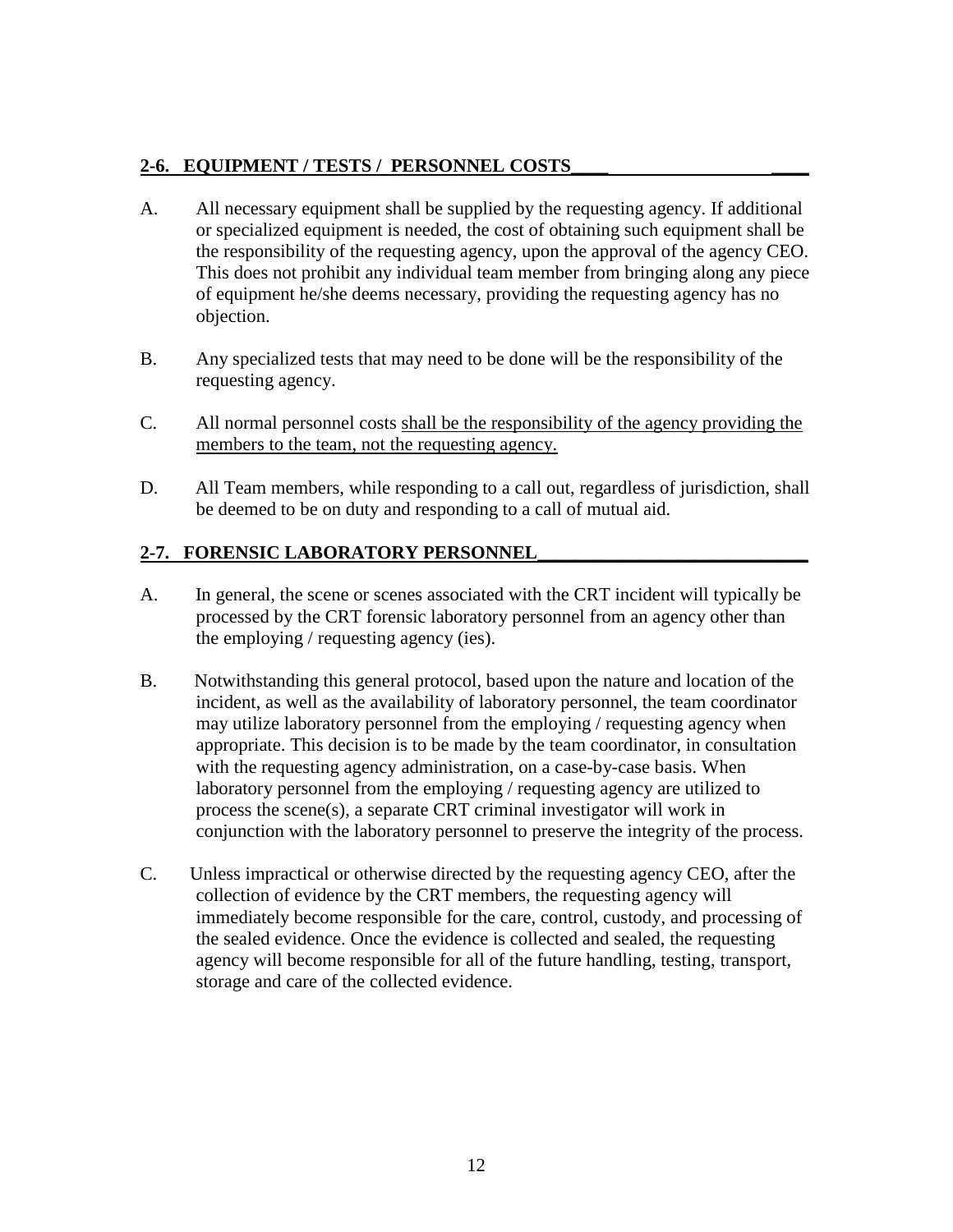## 2-6. EQUIPMENT / TESTS / PERSONNEL COSTS

A. All necessary equipment shall be supplied by the requesting agency. If additional or specialized equipment is needed, the cost of obtaining such equipment shall be the responsibility of the requesting agency, upon the approval of the agency CEO. This does not prohibit any individual team member from bringing along any piece of equipment he/she deems necessary, providing the requesting agency has no objection.

B. Any specialized tests that may need to be done will be the responsibility of the requesting agency.

C. All normal personnel costs <u>shall be the responsibility of the agency providing the members to the team, not the requesting agency.</u>

D. All Team members, while responding to a call out, regardless of jurisdiction, shall be deemed to be on duty and responding to a call of mutual aid.

## 2-7. FORENSIC LABORATORY PERSONNEL

A. In general, the scene or scenes associated with the CRT incident will typically be processed by the CRT forensic laboratory personnel from an agency other than the employing / requesting agency (ies).

B. Notwithstanding this general protocol, based upon the nature and location of the incident, as well as the availability of laboratory personnel, the team coordinator may utilize laboratory personnel from the employing / requesting agency when appropriate. This decision is to be made by the team coordinator, in consultation with the requesting agency administration, on a case-by-case basis. When laboratory personnel from the employing / requesting agency are utilized to process the scene(s), a separate CRT criminal investigator will work in conjunction with the laboratory personnel to preserve the integrity of the process.

C. Unless impractical or otherwise directed by the requesting agency CEO, after the collection of evidence by the CRT members, the requesting agency will immediately become responsible for the care, control, custody, and processing of the sealed evidence. Once the evidence is collected and sealed, the requesting agency will become responsible for all of the future handling, testing, transport, storage and care of the collected evidence.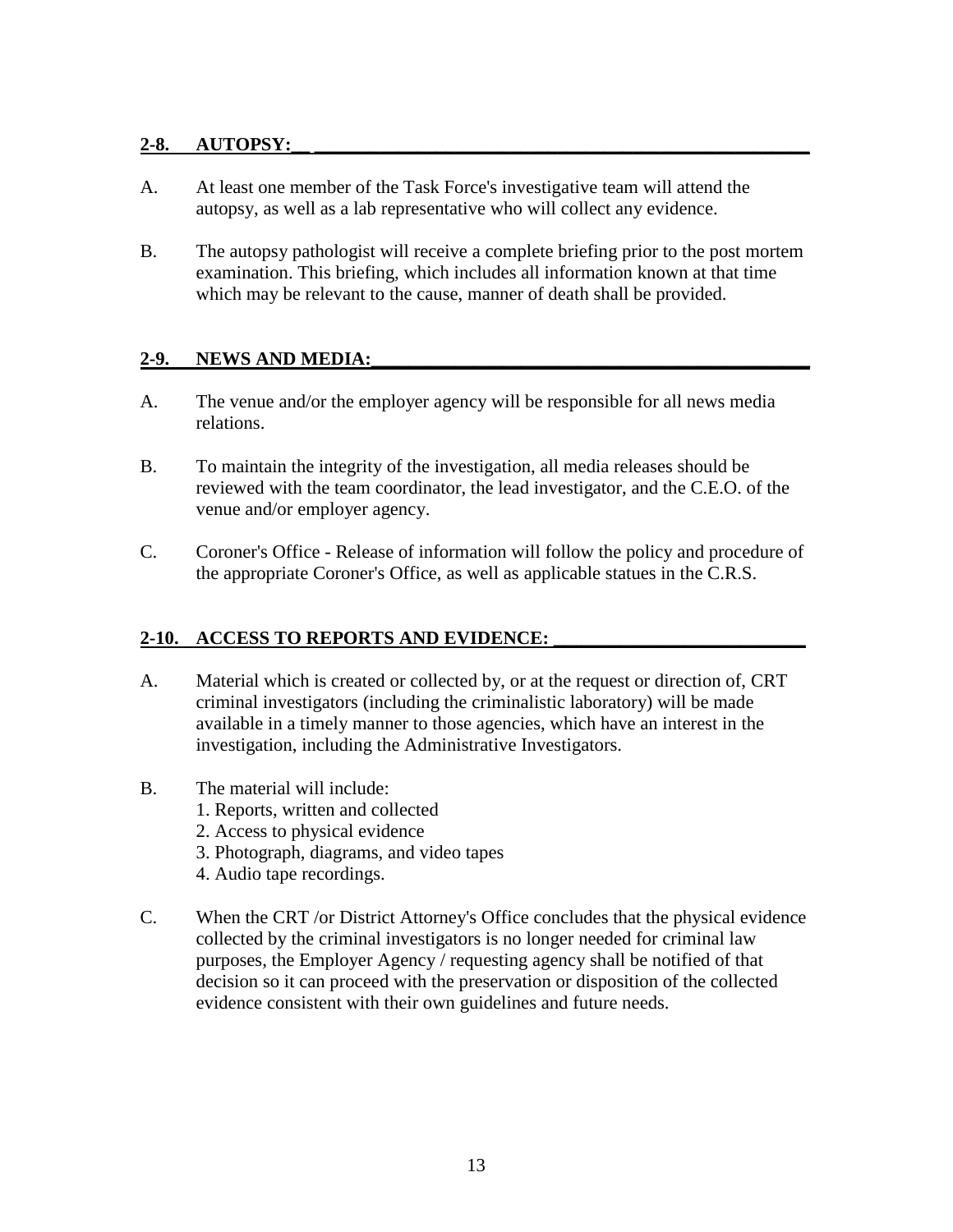## 2-8. AUTOPSY:

A. At least one member of the Task Force's investigative team will attend the autopsy, as well as a lab representative who will collect any evidence.

B. The autopsy pathologist will receive a complete briefing prior to the post mortem examination. This briefing, which includes all information known at that time which may be relevant to the cause, manner of death shall be provided.

## 2-9. NEWS AND MEDIA:

A. The venue and/or the employer agency will be responsible for all news media relations.

B. To maintain the integrity of the investigation, all media releases should be reviewed with the team coordinator, the lead investigator, and the C.E.O. of the venue and/or employer agency.

C. Coroner's Office - Release of information will follow the policy and procedure of the appropriate Coroner's Office, as well as applicable statues in the C.R.S.

## 2-10. ACCESS TO REPORTS AND EVIDENCE:

A. Material which is created or collected by, or at the request or direction of, CRT criminal investigators (including the criminalistic laboratory) will be made available in a timely manner to those agencies, which have an interest in the investigation, including the Administrative Investigators.

B. The material will include:
   1. Reports, written and collected
   2. Access to physical evidence
   3. Photograph, diagrams, and video tapes
   4. Audio tape recordings.

C. When the CRT /or District Attorney's Office concludes that the physical evidence collected by the criminal investigators is no longer needed for criminal law purposes, the Employer Agency / requesting agency shall be notified of that decision so it can proceed with the preservation or disposition of the collected evidence consistent with their own guidelines and future needs.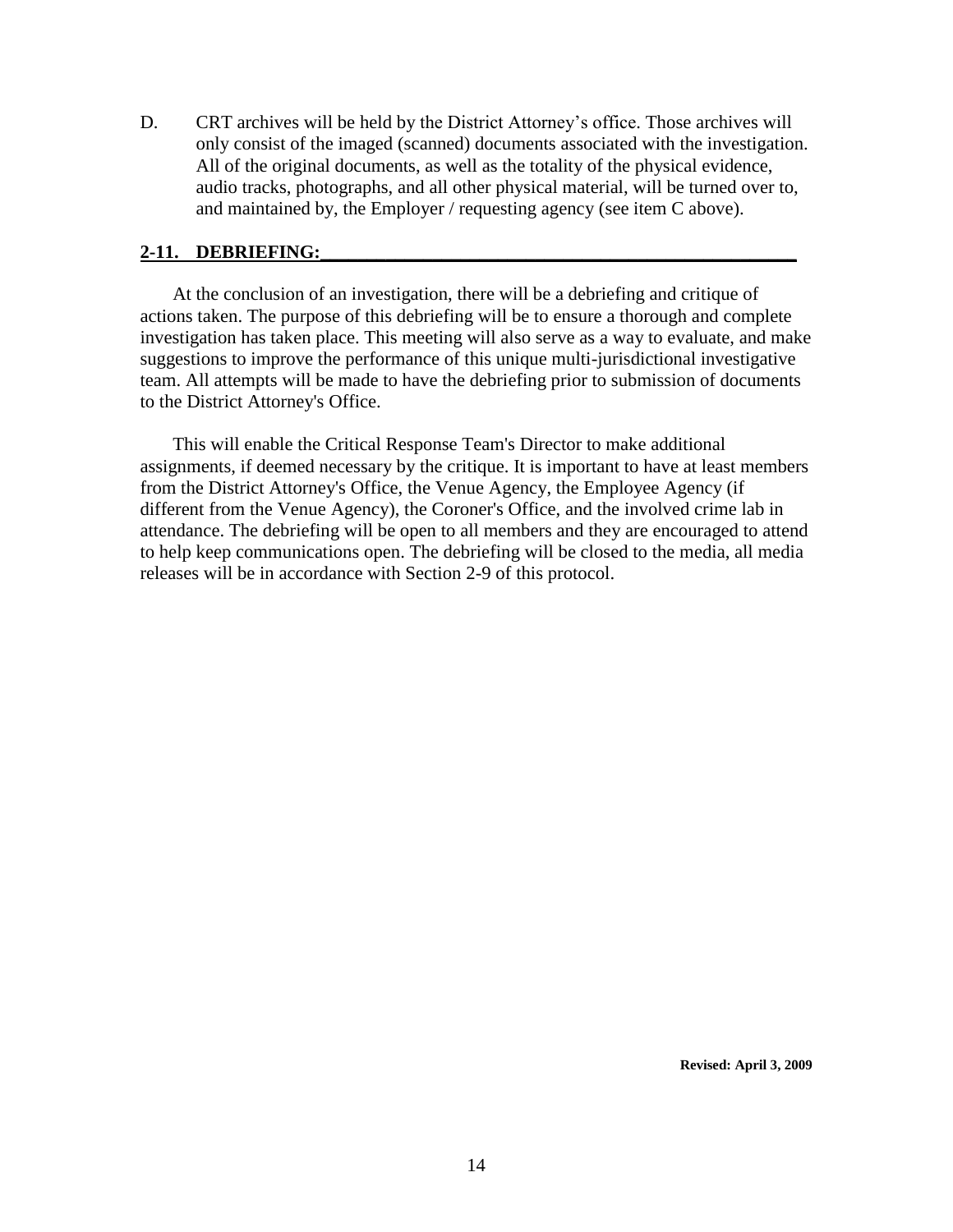D. CRT archives will be held by the District Attorney's office. Those archives will only consist of the imaged (scanned) documents associated with the investigation. All of the original documents, as well as the totality of the physical evidence, audio tracks, photographs, and all other physical material, will be turned over to, and maintained by, the Employer / requesting agency (see item C above).

## 2-11. DEBRIEFING:

At the conclusion of an investigation, there will be a debriefing and critique of actions taken. The purpose of this debriefing will be to ensure a thorough and complete investigation has taken place. This meeting will also serve as a way to evaluate, and make suggestions to improve the performance of this unique multi-jurisdictional investigative team. All attempts will be made to have the debriefing prior to submission of documents to the District Attorney's Office.

This will enable the Critical Response Team's Director to make additional assignments, if deemed necessary by the critique. It is important to have at least members from the District Attorney's Office, the Venue Agency, the Employee Agency (if different from the Venue Agency), the Coroner's Office, and the involved crime lab in attendance. The debriefing will be open to all members and they are encouraged to attend to help keep communications open. The debriefing will be closed to the media, all media releases will be in accordance with Section 2-9 of this protocol.

**Revised: April 3, 2009**